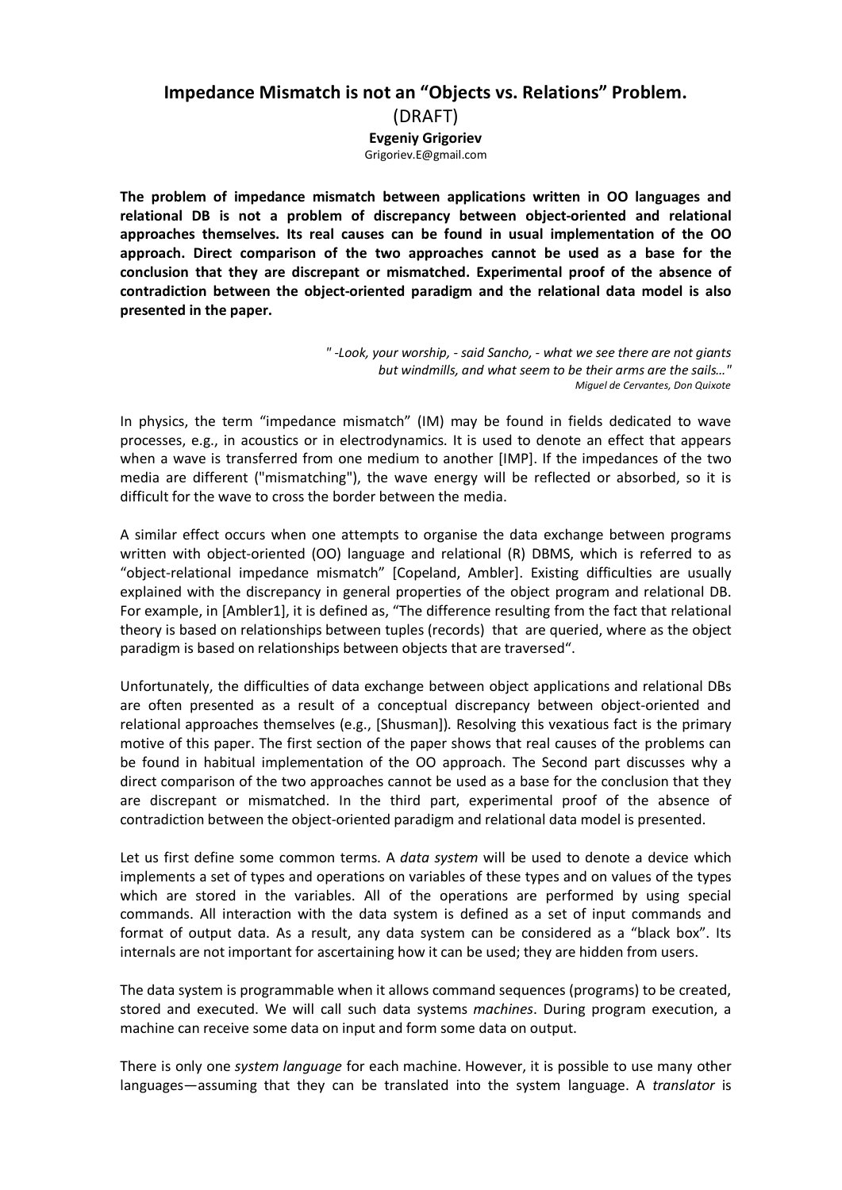# Impedance Mismatch is not an "Objects vs. Relations" Problem.

(DRAFT)

**Evgeniy Grigoriev**

Grigoriev.E@gmail.com

**The problem of impedance mismatch between applications written in OO languages and relational DB is not a problem of discrepancy between object-oriented and relational approaches themselves. Its real causes can be found in usual implementation of the OO approach. Direct comparison of the two approaches cannot be used as a base for the conclusion that they are discrepant or mismatched. Experimental proof of the absence of contradiction between the object-oriented paradigm and the relational data model is also presented in the paper.**

> *" -Look, your worship, - said Sancho, - what we see there are not giants but windmills, and what seem to be their arms are the sails…"*
> *Miguel de Cervantes, Don Quixote*

In physics, the term "impedance mismatch" (IM) may be found in fields dedicated to wave processes, e.g., in acoustics or in electrodynamics. It is used to denote an effect that appears when a wave is transferred from one medium to another [IMP]. If the impedances of the two media are different ("mismatching"), the wave energy will be reflected or absorbed, so it is difficult for the wave to cross the border between the media.

A similar effect occurs when one attempts to organise the data exchange between programs written with object-oriented (OO) language and relational (R) DBMS, which is referred to as "object-relational impedance mismatch" [Copeland, Ambler]. Existing difficulties are usually explained with the discrepancy in general properties of the object program and relational DB. For example, in [Ambler1], it is defined as, "The difference resulting from the fact that relational theory is based on relationships between tuples (records) that are queried, where as the object paradigm is based on relationships between objects that are traversed".

Unfortunately, the difficulties of data exchange between object applications and relational DBs are often presented as a result of a conceptual discrepancy between object-oriented and relational approaches themselves (e.g., [Shusman]). Resolving this vexatious fact is the primary motive of this paper. The first section of the paper shows that real causes of the problems can be found in habitual implementation of the OO approach. The Second part discusses why a direct comparison of the two approaches cannot be used as a base for the conclusion that they are discrepant or mismatched. In the third part, experimental proof of the absence of contradiction between the object-oriented paradigm and relational data model is presented.

Let us first define some common terms. A *data system* will be used to denote a device which implements a set of types and operations on variables of these types and on values of the types which are stored in the variables. All of the operations are performed by using special commands. All interaction with the data system is defined as a set of input commands and format of output data. As a result, any data system can be considered as a "black box". Its internals are not important for ascertaining how it can be used; they are hidden from users.

The data system is programmable when it allows command sequences (programs) to be created, stored and executed. We will call such data systems *machines*. During program execution, a machine can receive some data on input and form some data on output.

There is only one *system language* for each machine. However, it is possible to use many other languages—assuming that they can be translated into the system language. A *translator* is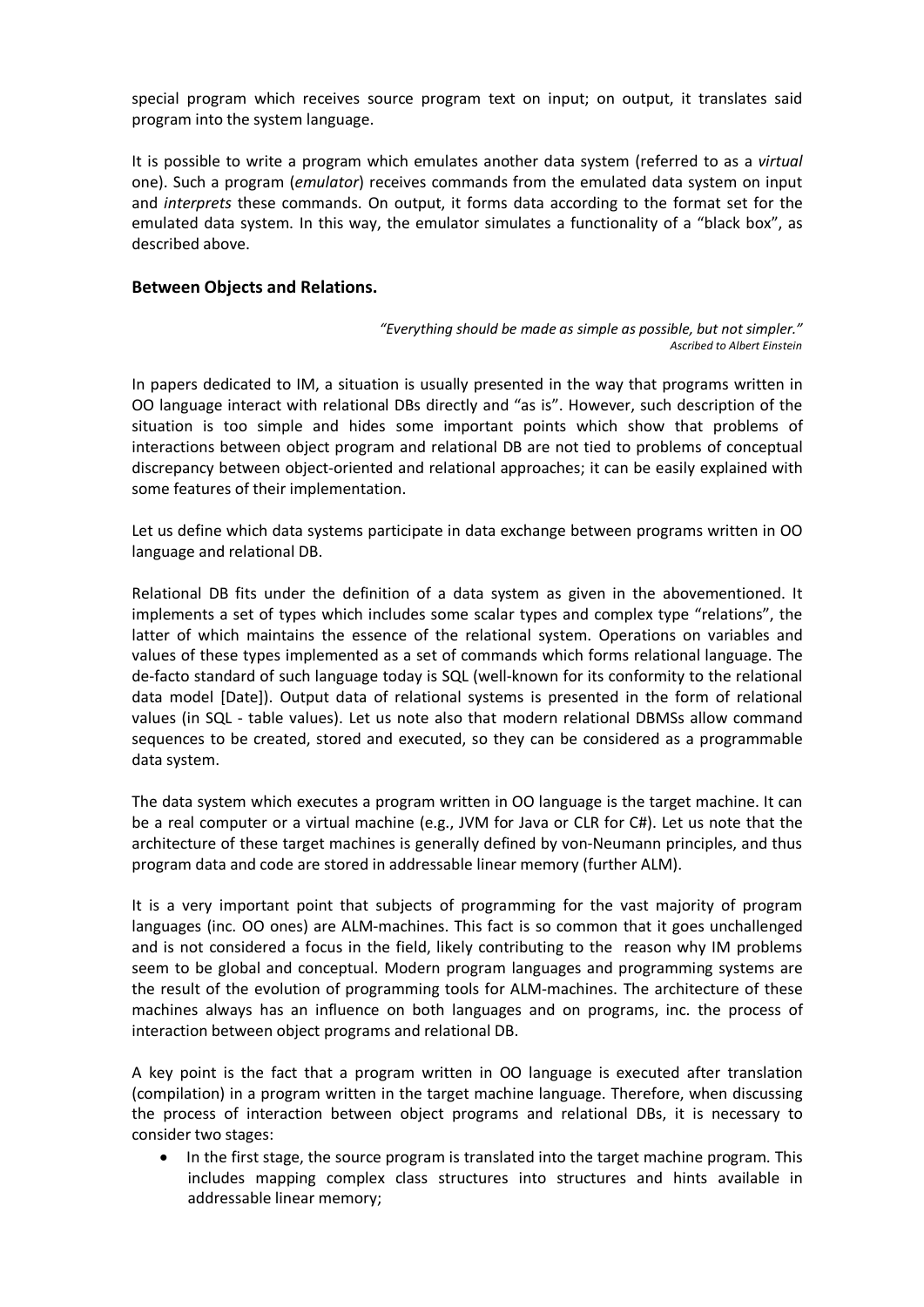special program which receives source program text on input; on output, it translates said program into the system language.

It is possible to write a program which emulates another data system (referred to as a *virtual* one). Such a program (*emulator*) receives commands from the emulated data system on input and *interprets* these commands. On output, it forms data according to the format set for the emulated data system. In this way, the emulator simulates a functionality of a "black box", as described above.

### Between Objects and Relations.

> *"Everything should be made as simple as possible, but not simpler."*
> *Ascribed to Albert Einstein*

In papers dedicated to IM, a situation is usually presented in the way that programs written in OO language interact with relational DBs directly and "as is". However, such description of the situation is too simple and hides some important points which show that problems of interactions between object program and relational DB are not tied to problems of conceptual discrepancy between object-oriented and relational approaches; it can be easily explained with some features of their implementation.

Let us define which data systems participate in data exchange between programs written in OO language and relational DB.

Relational DB fits under the definition of a data system as given in the abovementioned. It implements a set of types which includes some scalar types and complex type "relations", the latter of which maintains the essence of the relational system. Operations on variables and values of these types implemented as a set of commands which forms relational language. The de-facto standard of such language today is SQL (well-known for its conformity to the relational data model [Date]). Output data of relational systems is presented in the form of relational values (in SQL - table values). Let us note also that modern relational DBMSs allow command sequences to be created, stored and executed, so they can be considered as a programmable data system.

The data system which executes a program written in OO language is the target machine. It can be a real computer or a virtual machine (e.g., JVM for Java or CLR for C#). Let us note that the architecture of these target machines is generally defined by von-Neumann principles, and thus program data and code are stored in addressable linear memory (further ALM).

It is a very important point that subjects of programming for the vast majority of program languages (inc. OO ones) are ALM-machines. This fact is so common that it goes unchallenged and is not considered a focus in the field, likely contributing to the reason why IM problems seem to be global and conceptual. Modern program languages and programming systems are the result of the evolution of programming tools for ALM-machines. The architecture of these machines always has an influence on both languages and on programs, inc. the process of interaction between object programs and relational DB.

A key point is the fact that a program written in OO language is executed after translation (compilation) in a program written in the target machine language. Therefore, when discussing the process of interaction between object programs and relational DBs, it is necessary to consider two stages:

- In the first stage, the source program is translated into the target machine program. This includes mapping complex class structures into structures and hints available in addressable linear memory;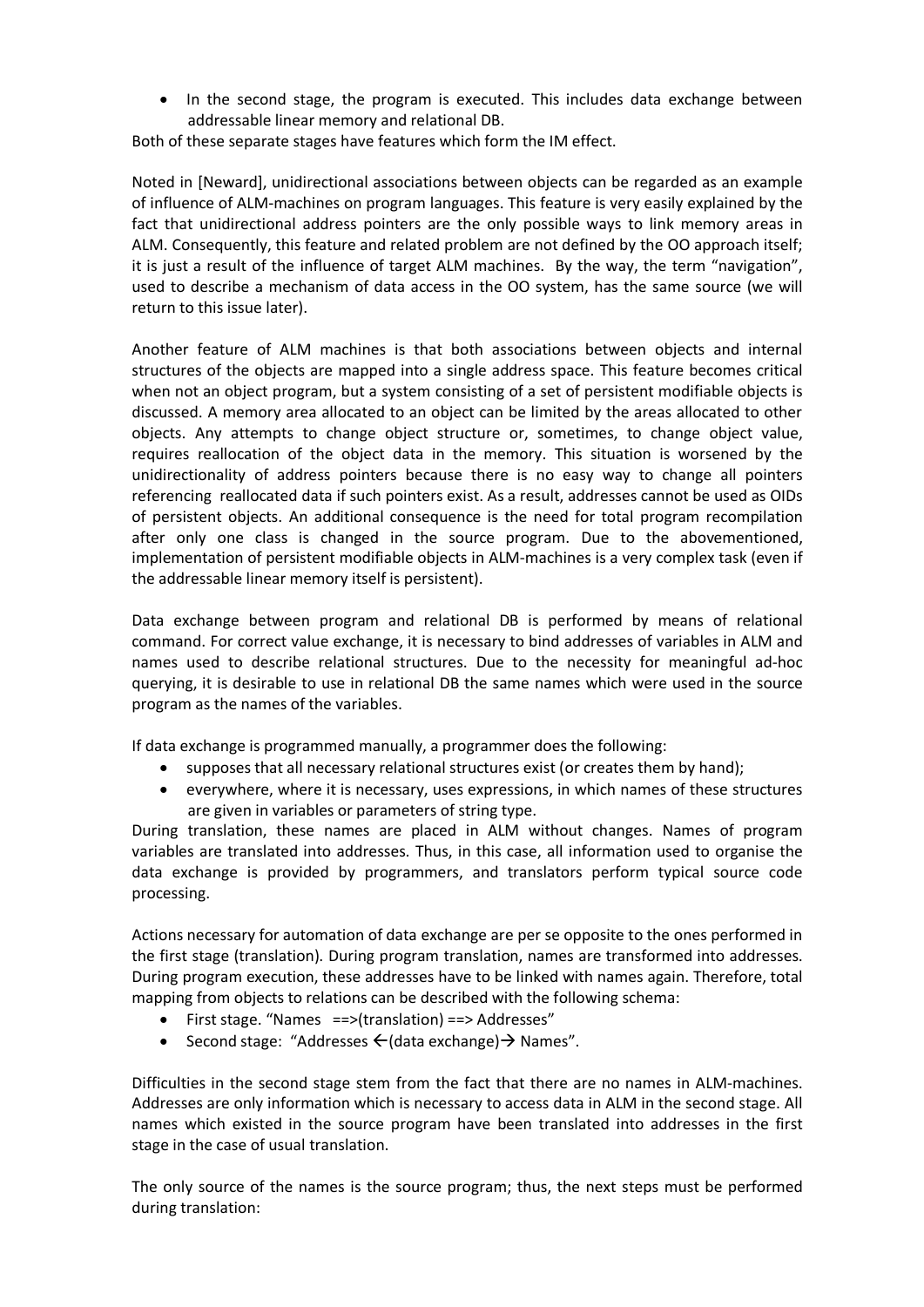- In the second stage, the program is executed. This includes data exchange between addressable linear memory and relational DB.

Both of these separate stages have features which form the IM effect.

Noted in [Neward], unidirectional associations between objects can be regarded as an example of influence of ALM-machines on program languages. This feature is very easily explained by the fact that unidirectional address pointers are the only possible ways to link memory areas in ALM. Consequently, this feature and related problem are not defined by the OO approach itself; it is just a result of the influence of target ALM machines. By the way, the term "navigation", used to describe a mechanism of data access in the OO system, has the same source (we will return to this issue later).

Another feature of ALM machines is that both associations between objects and internal structures of the objects are mapped into a single address space. This feature becomes critical when not an object program, but a system consisting of a set of persistent modifiable objects is discussed. A memory area allocated to an object can be limited by the areas allocated to other objects. Any attempts to change object structure or, sometimes, to change object value, requires reallocation of the object data in the memory. This situation is worsened by the unidirectionality of address pointers because there is no easy way to change all pointers referencing reallocated data if such pointers exist. As a result, addresses cannot be used as OIDs of persistent objects. An additional consequence is the need for total program recompilation after only one class is changed in the source program. Due to the abovementioned, implementation of persistent modifiable objects in ALM-machines is a very complex task (even if the addressable linear memory itself is persistent).

Data exchange between program and relational DB is performed by means of relational command. For correct value exchange, it is necessary to bind addresses of variables in ALM and names used to describe relational structures. Due to the necessity for meaningful ad-hoc querying, it is desirable to use in relational DB the same names which were used in the source program as the names of the variables.

If data exchange is programmed manually, a programmer does the following:

- supposes that all necessary relational structures exist (or creates them by hand);
- everywhere, where it is necessary, uses expressions, in which names of these structures are given in variables or parameters of string type.

During translation, these names are placed in ALM without changes. Names of program variables are translated into addresses. Thus, in this case, all information used to organise the data exchange is provided by programmers, and translators perform typical source code processing.

Actions necessary for automation of data exchange are per se opposite to the ones performed in the first stage (translation). During program translation, names are transformed into addresses. During program execution, these addresses have to be linked with names again. Therefore, total mapping from objects to relations can be described with the following schema:

- First stage. "Names ==>(translation) ==> Addresses"
- Second stage: "Addresses ←(data exchange)→ Names".

Difficulties in the second stage stem from the fact that there are no names in ALM-machines. Addresses are only information which is necessary to access data in ALM in the second stage. All names which existed in the source program have been translated into addresses in the first stage in the case of usual translation.

The only source of the names is the source program; thus, the next steps must be performed during translation: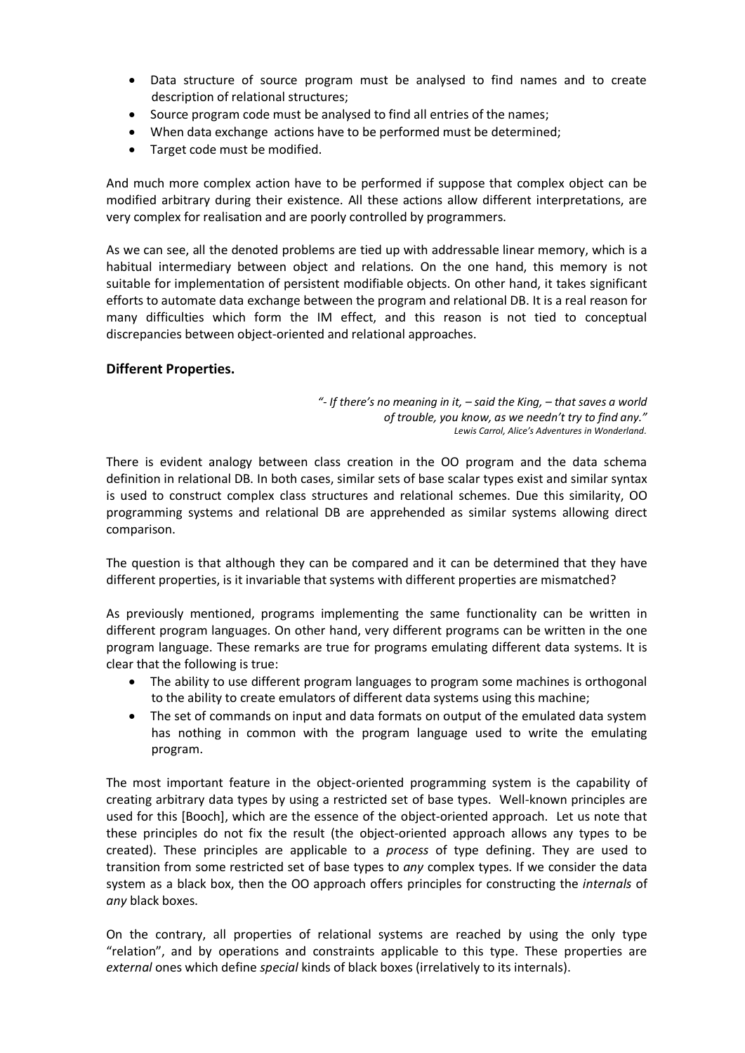- Data structure of source program must be analysed to find names and to create description of relational structures;
- Source program code must be analysed to find all entries of the names;
- When data exchange actions have to be performed must be determined;
- Target code must be modified.

And much more complex action have to be performed if suppose that complex object can be modified arbitrary during their existence. All these actions allow different interpretations, are very complex for realisation and are poorly controlled by programmers.

As we can see, all the denoted problems are tied up with addressable linear memory, which is a habitual intermediary between object and relations. On the one hand, this memory is not suitable for implementation of persistent modifiable objects. On other hand, it takes significant efforts to automate data exchange between the program and relational DB. It is a real reason for many difficulties which form the IM effect, and this reason is not tied to conceptual discrepancies between object-oriented and relational approaches.

### Different Properties.

*"- If there's no meaning in it, – said the King, – that saves a world of trouble, you know, as we needn't try to find any."*
*Lewis Carrol, Alice's Adventures in Wonderland.*

There is evident analogy between class creation in the OO program and the data schema definition in relational DB. In both cases, similar sets of base scalar types exist and similar syntax is used to construct complex class structures and relational schemes. Due this similarity, OO programming systems and relational DB are apprehended as similar systems allowing direct comparison.

The question is that although they can be compared and it can be determined that they have different properties, is it invariable that systems with different properties are mismatched?

As previously mentioned, programs implementing the same functionality can be written in different program languages. On other hand, very different programs can be written in the one program language. These remarks are true for programs emulating different data systems. It is clear that the following is true:

- The ability to use different program languages to program some machines is orthogonal to the ability to create emulators of different data systems using this machine;
- The set of commands on input and data formats on output of the emulated data system has nothing in common with the program language used to write the emulating program.

The most important feature in the object-oriented programming system is the capability of creating arbitrary data types by using a restricted set of base types. Well-known principles are used for this [Booch], which are the essence of the object-oriented approach. Let us note that these principles do not fix the result (the object-oriented approach allows any types to be created). These principles are applicable to a *process* of type defining. They are used to transition from some restricted set of base types to *any* complex types. If we consider the data system as a black box, then the OO approach offers principles for constructing the *internals* of *any* black boxes.

On the contrary, all properties of relational systems are reached by using the only type "relation", and by operations and constraints applicable to this type. These properties are *external* ones which define *special* kinds of black boxes (irrelatively to its internals).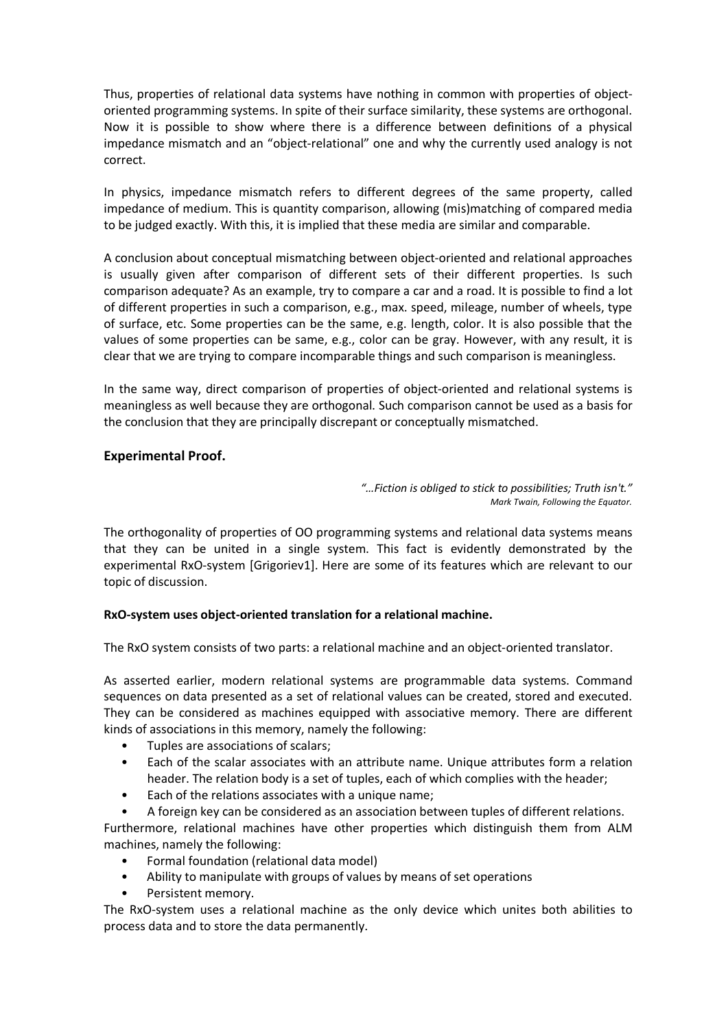Thus, properties of relational data systems have nothing in common with properties of object-oriented programming systems. In spite of their surface similarity, these systems are orthogonal. Now it is possible to show where there is a difference between definitions of a physical impedance mismatch and an "object-relational" one and why the currently used analogy is not correct.

In physics, impedance mismatch refers to different degrees of the same property, called impedance of medium. This is quantity comparison, allowing (mis)matching of compared media to be judged exactly. With this, it is implied that these media are similar and comparable.

A conclusion about conceptual mismatching between object-oriented and relational approaches is usually given after comparison of different sets of their different properties. Is such comparison adequate? As an example, try to compare a car and a road. It is possible to find a lot of different properties in such a comparison, e.g., max. speed, mileage, number of wheels, type of surface, etc. Some properties can be the same, e.g. length, color. It is also possible that the values of some properties can be same, e.g., color can be gray. However, with any result, it is clear that we are trying to compare incomparable things and such comparison is meaningless.

In the same way, direct comparison of properties of object-oriented and relational systems is meaningless as well because they are orthogonal. Such comparison cannot be used as a basis for the conclusion that they are principally discrepant or conceptually mismatched.

## Experimental Proof.

> *"…Fiction is obliged to stick to possibilities; Truth isn't."*
> *Mark Twain, Following the Equator.*

The orthogonality of properties of OO programming systems and relational data systems means that they can be united in a single system. This fact is evidently demonstrated by the experimental RxO-system [Grigoriev1]. Here are some of its features which are relevant to our topic of discussion.

**RxO-system uses object-oriented translation for a relational machine.**

The RxO system consists of two parts: a relational machine and an object-oriented translator.

As asserted earlier, modern relational systems are programmable data systems. Command sequences on data presented as a set of relational values can be created, stored and executed. They can be considered as machines equipped with associative memory. There are different kinds of associations in this memory, namely the following:

- Tuples are associations of scalars;
- Each of the scalar associates with an attribute name. Unique attributes form a relation header. The relation body is a set of tuples, each of which complies with the header;
- Each of the relations associates with a unique name;
- A foreign key can be considered as an association between tuples of different relations.

Furthermore, relational machines have other properties which distinguish them from ALM machines, namely the following:

- Formal foundation (relational data model)
- Ability to manipulate with groups of values by means of set operations
- Persistent memory.

The RxO-system uses a relational machine as the only device which unites both abilities to process data and to store the data permanently.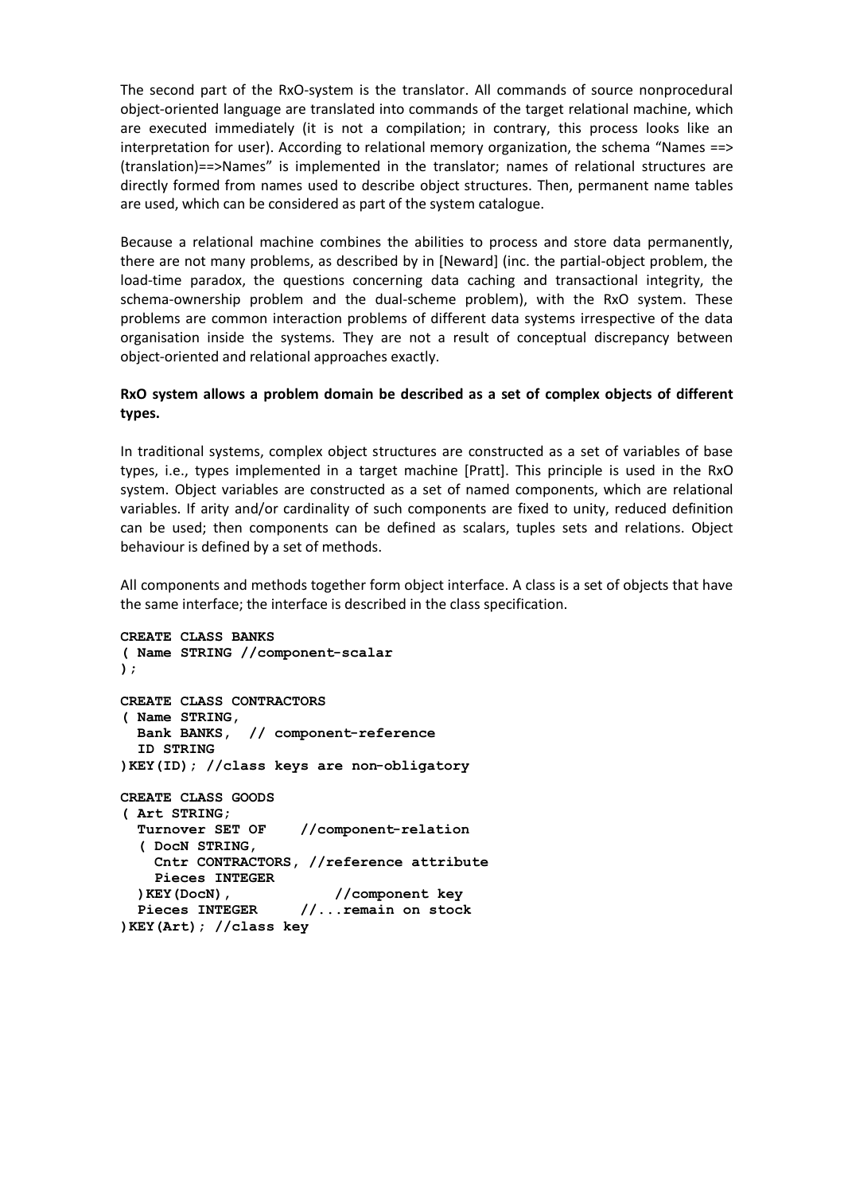The second part of the RxO-system is the translator. All commands of source nonprocedural object-oriented language are translated into commands of the target relational machine, which are executed immediately (it is not a compilation; in contrary, this process looks like an interpretation for user). According to relational memory organization, the schema "Names ==> (translation)==>Names" is implemented in the translator; names of relational structures are directly formed from names used to describe object structures. Then, permanent name tables are used, which can be considered as part of the system catalogue.

Because a relational machine combines the abilities to process and store data permanently, there are not many problems, as described by in [Neward] (inc. the partial-object problem, the load-time paradox, the questions concerning data caching and transactional integrity, the schema-ownership problem and the dual-scheme problem), with the RxO system. These problems are common interaction problems of different data systems irrespective of the data organisation inside the systems. They are not a result of conceptual discrepancy between object-oriented and relational approaches exactly.

**RxO system allows a problem domain be described as a set of complex objects of different types.**

In traditional systems, complex object structures are constructed as a set of variables of base types, i.e., types implemented in a target machine [Pratt]. This principle is used in the RxO system. Object variables are constructed as a set of named components, which are relational variables. If arity and/or cardinality of such components are fixed to unity, reduced definition can be used; then components can be defined as scalars, tuples sets and relations. Object behaviour is defined by a set of methods.

All components and methods together form object interface. A class is a set of objects that have the same interface; the interface is described in the class specification.

```
CREATE CLASS BANKS
( Name STRING //component-scalar
);

CREATE CLASS CONTRACTORS
( Name STRING,
  Bank BANKS,  // component-reference
  ID STRING
)KEY(ID); //class keys are non-obligatory

CREATE CLASS GOODS
( Art STRING;
  Turnover SET OF     //component-relation
  ( DocN STRING,
    Cntr CONTRACTORS, //reference attribute
    Pieces INTEGER
  )KEY(DocN),            //component key
  Pieces INTEGER      //...remain on stock
)KEY(Art); //class key
```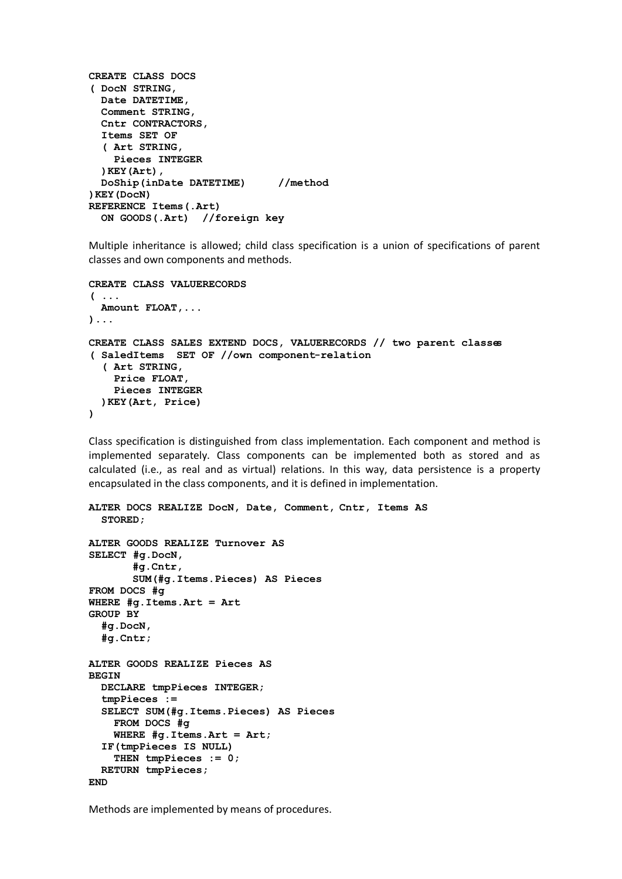```
CREATE CLASS DOCS
( DocN STRING,
  Date DATETIME,
  Comment STRING,
  Cntr CONTRACTORS,
  Items SET OF
  ( Art STRING,
    Pieces INTEGER
  )KEY(Art),
  DoShip(inDate DATETIME)     //method
)KEY(DocN)
REFERENCE Items(.Art)
  ON GOODS(.Art)  //foreign key
```

Multiple inheritance is allowed; child class specification is a union of specifications of parent classes and own components and methods.

```
CREATE CLASS VALUERECORDS
( ...
  Amount FLOAT,...
)...

CREATE CLASS SALES EXTEND DOCS, VALUERECORDS // two parent classes
( SaledItems  SET OF //own component-relation
  ( Art STRING,
    Price FLOAT,
    Pieces INTEGER
  )KEY(Art, Price)
)
```

Class specification is distinguished from class implementation. Each component and method is implemented separately. Class components can be implemented both as stored and as calculated (i.e., as real and as virtual) relations. In this way, data persistence is a property encapsulated in the class components, and it is defined in implementation.

```
ALTER DOCS REALIZE DocN, Date, Comment, Cntr, Items AS
  STORED;

ALTER GOODS REALIZE Turnover AS
SELECT #g.DocN,
       #g.Cntr,
       SUM(#g.Items.Pieces) AS Pieces
FROM DOCS #g
WHERE #g.Items.Art = Art
GROUP BY
  #g.DocN,
  #g.Cntr;

ALTER GOODS REALIZE Pieces AS
BEGIN
  DECLARE tmpPieces INTEGER;
  tmpPieces :=
  SELECT SUM(#g.Items.Pieces) AS Pieces
    FROM DOCS #g
    WHERE #g.Items.Art = Art;
  IF(tmpPieces IS NULL)
    THEN tmpPieces := 0;
  RETURN tmpPieces;
END
```

Methods are implemented by means of procedures.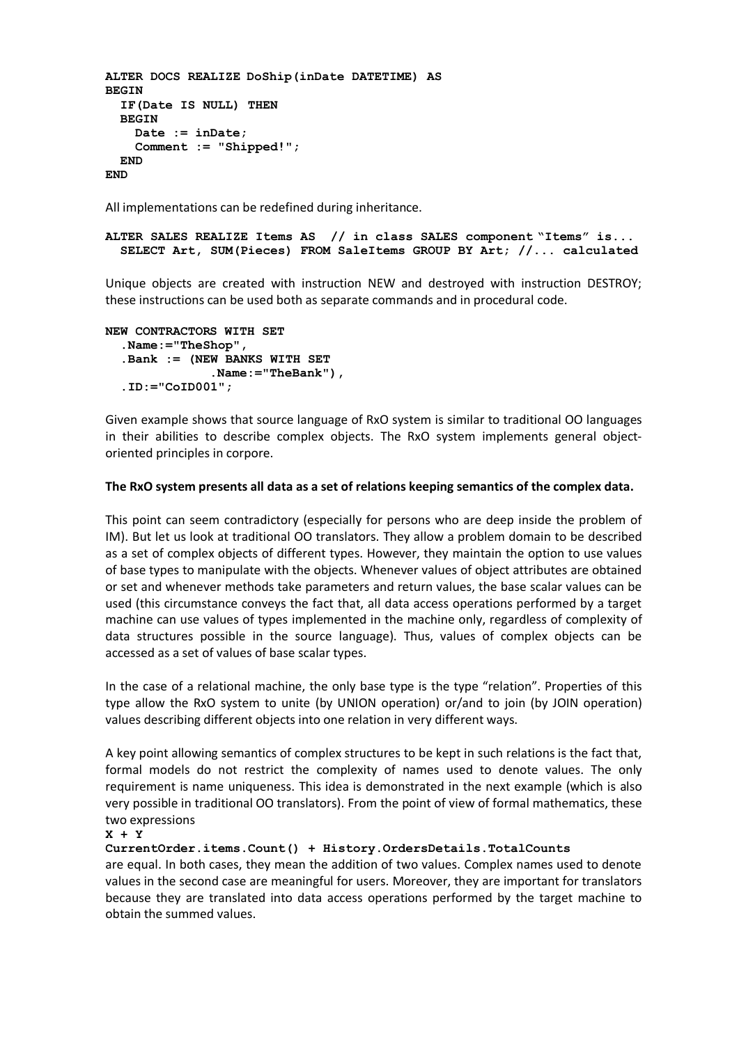```
ALTER DOCS REALIZE DoShip(inDate DATETIME) AS
BEGIN
  IF(Date IS NULL) THEN
  BEGIN
    Date := inDate;
    Comment := "Shipped!";
  END
END
```

All implementations can be redefined during inheritance.

```
ALTER SALES REALIZE Items AS  // in class SALES component "Items" is...
  SELECT Art, SUM(Pieces) FROM SaleItems GROUP BY Art; //... calculated
```

Unique objects are created with instruction NEW and destroyed with instruction DESTROY; these instructions can be used both as separate commands and in procedural code.

```
NEW CONTRACTORS WITH SET
  .Name:="TheShop",
  .Bank := (NEW BANKS WITH SET
            .Name:="TheBank"),
  .ID:="CoID001";
```

Given example shows that source language of RxO system is similar to traditional OO languages in their abilities to describe complex objects. The RxO system implements general object-oriented principles in corpore.

**The RxO system presents all data as a set of relations keeping semantics of the complex data.**

This point can seem contradictory (especially for persons who are deep inside the problem of IM). But let us look at traditional OO translators. They allow a problem domain to be described as a set of complex objects of different types. However, they maintain the option to use values of base types to manipulate with the objects. Whenever values of object attributes are obtained or set and whenever methods take parameters and return values, the base scalar values can be used (this circumstance conveys the fact that, all data access operations performed by a target machine can use values of types implemented in the machine only, regardless of complexity of data structures possible in the source language). Thus, values of complex objects can be accessed as a set of values of base scalar types.

In the case of a relational machine, the only base type is the type "relation". Properties of this type allow the RxO system to unite (by UNION operation) or/and to join (by JOIN operation) values describing different objects into one relation in very different ways.

A key point allowing semantics of complex structures to be kept in such relations is the fact that, formal models do not restrict the complexity of names used to denote values. The only requirement is name uniqueness. This idea is demonstrated in the next example (which is also very possible in traditional OO translators). From the point of view of formal mathematics, these two expressions

```
X + Y
CurrentOrder.items.Count() + History.OrdersDetails.TotalCounts
```

are equal. In both cases, they mean the addition of two values. Complex names used to denote values in the second case are meaningful for users. Moreover, they are important for translators because they are translated into data access operations performed by the target machine to obtain the summed values.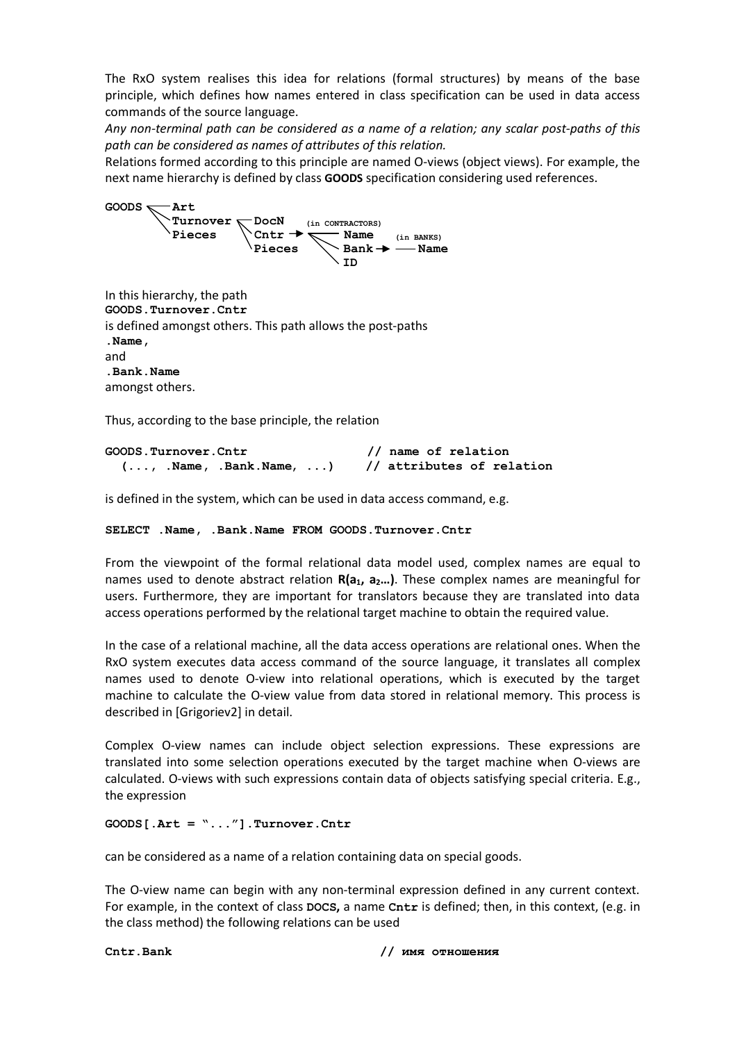The RxO system realises this idea for relations (formal structures) by means of the base principle, which defines how names entered in class specification can be used in data access commands of the source language.

*Any non-terminal path can be considered as a name of a relation; any scalar post-paths of this path can be considered as names of attributes of this relation.*

Relations formed according to this principle are named O-views (object views). For example, the next name hierarchy is defined by class **GOODS** specification considering used references.

```
GOODS ─┬─ Art
       ├─ Turnover ─┬─ DocN       (in CONTRACTORS)
       └─ Pieces    ├─ Cntr → ─┬─ Name         (in BANKS)
                    └─ Pieces  ├─ Bank → ─── Name
                               └─ ID
```

In this hierarchy, the path

**GOODS.Turnover.Cntr**

is defined amongst others. This path allows the post-paths

**.Name,**

and

**.Bank.Name**

amongst others.

Thus, according to the base principle, the relation

```
GOODS.Turnover.Cntr                // name of relation
  (..., .Name, .Bank.Name, ...)    // attributes of relation
```

is defined in the system, which can be used in data access command, e.g.

```
SELECT .Name, .Bank.Name FROM GOODS.Turnover.Cntr
```

From the viewpoint of the formal relational data model used, complex names are equal to names used to denote abstract relation $\mathbf{R(a_1, a_2 \ldots)}$. These complex names are meaningful for users. Furthermore, they are important for translators because they are translated into data access operations performed by the relational target machine to obtain the required value.

In the case of a relational machine, all the data access operations are relational ones. When the RxO system executes data access command of the source language, it translates all complex names used to denote O-view into relational operations, which is executed by the target machine to calculate the O-view value from data stored in relational memory. This process is described in [Grigoriev2] in detail.

Complex O-view names can include object selection expressions. These expressions are translated into some selection operations executed by the target machine when O-views are calculated. O-views with such expressions contain data of objects satisfying special criteria. E.g., the expression

```
GOODS[.Art = "..."].Turnover.Cntr
```

can be considered as a name of a relation containing data on special goods.

The O-view name can begin with any non-terminal expression defined in any current context. For example, in the context of class **DOCS,** a name **Cntr** is defined; then, in this context, (e.g. in the class method) the following relations can be used

```
Cntr.Bank                          // имя отношения
```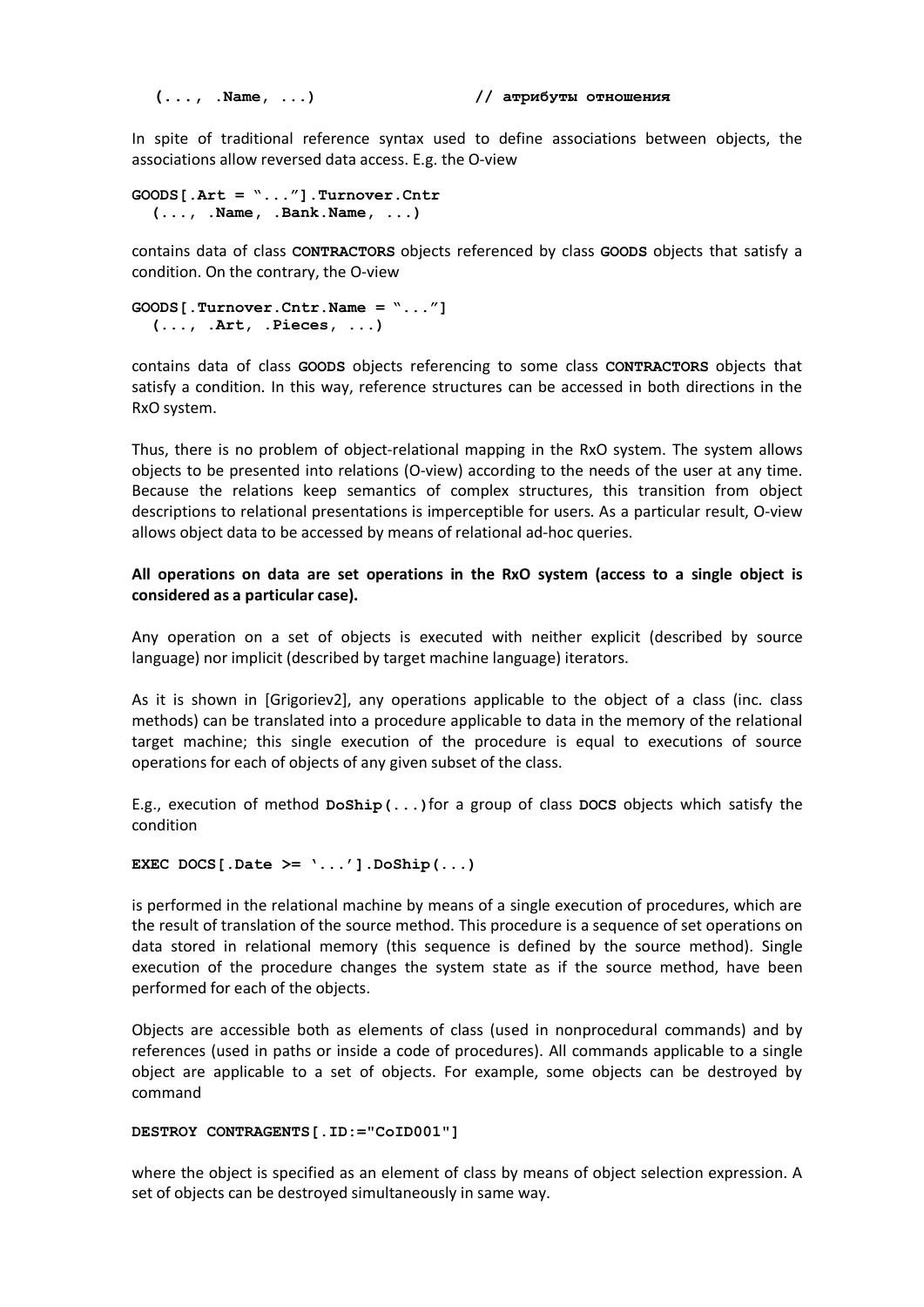```
   (..., .Name, ...)                    // атрибуты отношения
```

In spite of traditional reference syntax used to define associations between objects, the associations allow reversed data access. E.g. the O-view

```
GOODS[.Art = "..."].Turnover.Cntr
   (..., .Name, .Bank.Name, ...)
```

contains data of class **CONTRACTORS** objects referenced by class **GOODS** objects that satisfy a condition. On the contrary, the O-view

```
GOODS[.Turnover.Cntr.Name = "..."]
   (..., .Art, .Pieces, ...)
```

contains data of class **GOODS** objects referencing to some class **CONTRACTORS** objects that satisfy a condition. In this way, reference structures can be accessed in both directions in the RxO system.

Thus, there is no problem of object-relational mapping in the RxO system. The system allows objects to be presented into relations (O-view) according to the needs of the user at any time. Because the relations keep semantics of complex structures, this transition from object descriptions to relational presentations is imperceptible for users. As a particular result, O-view allows object data to be accessed by means of relational ad-hoc queries.

**All operations on data are set operations in the RxO system (access to a single object is considered as a particular case).**

Any operation on a set of objects is executed with neither explicit (described by source language) nor implicit (described by target machine language) iterators.

As it is shown in [Grigoriev2], any operations applicable to the object of a class (inc. class methods) can be translated into a procedure applicable to data in the memory of the relational target machine; this single execution of the procedure is equal to executions of source operations for each of objects of any given subset of the class.

E.g., execution of method **DoShip(...)** for a group of class **DOCS** objects which satisfy the condition

```
EXEC DOCS[.Date >= '...'].DoShip(...)
```

is performed in the relational machine by means of a single execution of procedures, which are the result of translation of the source method. This procedure is a sequence of set operations on data stored in relational memory (this sequence is defined by the source method). Single execution of the procedure changes the system state as if the source method, have been performed for each of the objects.

Objects are accessible both as elements of class (used in nonprocedural commands) and by references (used in paths or inside a code of procedures). All commands applicable to a single object are applicable to a set of objects. For example, some objects can be destroyed by command

```
DESTROY CONTRAGENTS[.ID:="CoID001"]
```

where the object is specified as an element of class by means of object selection expression. A set of objects can be destroyed simultaneously in same way.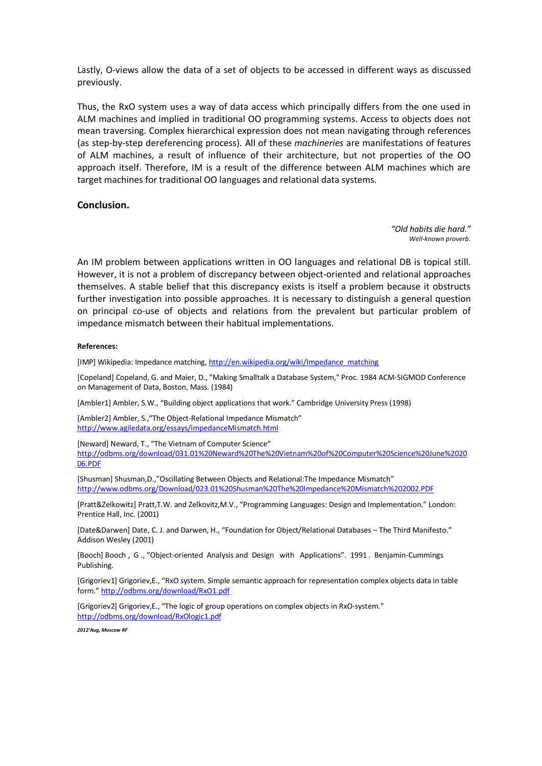Lastly, O-views allow the data of a set of objects to be accessed in different ways as discussed previously.

Thus, the RxO system uses a way of data access which principally differs from the one used in ALM machines and implied in traditional OO programming systems. Access to objects does not mean traversing. Complex hierarchical expression does not mean navigating through references (as step-by-step dereferencing process). All of these *machineries* are manifestations of features of ALM machines, a result of influence of their architecture, but not properties of the OO approach itself. Therefore, IM is a result of the difference between ALM machines which are target machines for traditional OO languages and relational data systems.

## Conclusion.

*"Old habits die hard."*
*Well-known proverb.*

An IM problem between applications written in OO languages and relational DB is topical still. However, it is not a problem of discrepancy between object-oriented and relational approaches themselves. A stable belief that this discrepancy exists is itself a problem because it obstructs further investigation into possible approaches. It is necessary to distinguish a general question on principal co-use of objects and relations from the prevalent but particular problem of impedance mismatch between their habitual implementations.

**References:**

[IMP] Wikipedia: Impedance matching, http://en.wikipedia.org/wiki/Impedance_matching

[Copeland] Copeland, G. and Maier, D., "Making Smalltalk a Database System," Proc. 1984 ACM-SIGMOD Conference on Management of Data, Boston, Mass. (1984)

[Ambler1] Ambler, S.W., "Building object applications that work." Cambridge University Press (1998)

[Ambler2] Ambler, S.,"The Object-Relational Impedance Mismatch" http://www.agiledata.org/essays/impedanceMismatch.html

[Neward] Neward, T., "The Vietnam of Computer Science" http://odbms.org/download/031.01%20Neward%20The%20Vietnam%20of%20Computer%20Science%20June%202006.PDF

[Shusman] Shusman,D.,"Oscillating Between Objects and Relational:The Impedance Mismatch" http://www.odbms.org/Download/023.01%20Shusman%20The%20Impedance%20Mismatch%202002.PDF

[Pratt&Zelkowitz] Pratt,T.W. and Zelkovitz,M.V., "Programming Languages: Design and Implementation." London: Prentice Hall, Inc. (2001)

[Date&Darwen] Date, C. J. and Darwen, H., "Foundation for Object/Relational Databases – The Third Manifesto." Addison Wesley (2001)

[Booch] Booch , G ., "Object-oriented Analysis and Design with Applications". 1991 . Benjamin-Cummings Publishing.

[Grigoriev1] Grigoriev,E., "RxO system. Simple semantic approach for representation complex objects data in table form." http://odbms.org/download/RxO1.pdf

[Grigoriev2] Grigoriev,E., "The logic of group operations on complex objects in RxO-system." http://odbms.org/download/RxOlogic1.pdf

***2012'Aug, Moscow RF***